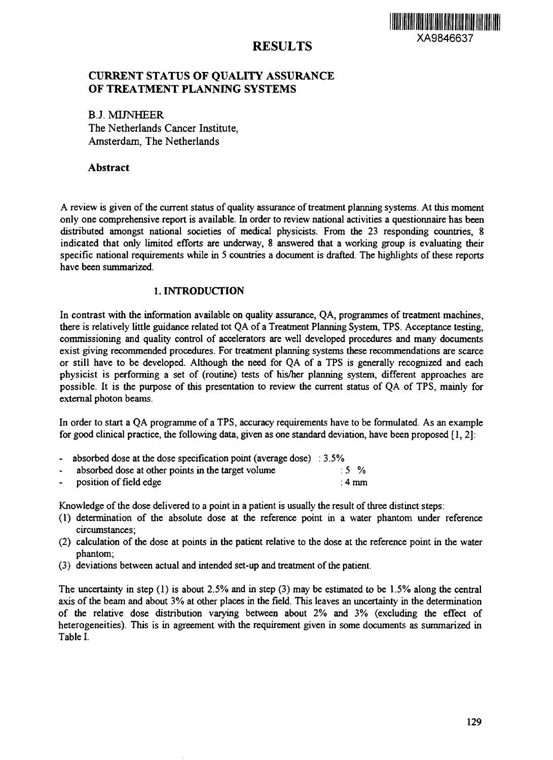# RESULTS

XA9846637

## CURRENT STATUS OF QUALITY ASSURANCE OF TREATMENT PLANNING SYSTEMS

B.J. MIJNHEER
The Netherlands Cancer Institute,
Amsterdam, The Netherlands

### Abstract

A review is given of the current status of quality assurance of treatment planning systems. At this moment only one comprehensive report is available. In order to review national activities a questionnaire has been distributed amongst national societies of medical physicists. From the 23 responding countries, 8 indicated that only limited efforts are underway, 8 answered that a working group is evaluating their specific national requirements while in 5 countries a document is drafted. The highlights of these reports have been summarized.

### 1. INTRODUCTION

In contrast with the information available on quality assurance, QA, programmes of treatment machines, there is relatively little guidance related tot QA of a Treatment Planning System, TPS. Acceptance testing, commissioning and quality control of accelerators are well developed procedures and many documents exist giving recommended procedures. For treatment planning systems these recommendations are scarce or still have to be developed. Although the need for QA of a TPS is generally recognized and each physicist is performing a set of (routine) tests of his/her planning system, different approaches are possible. It is the purpose of this presentation to review the current status of QA of TPS, mainly for external photon beams.

In order to start a QA programme of a TPS, accuracy requirements have to be formulated. As an example for good clinical practice, the following data, given as one standard deviation, have been proposed [1, 2]:

- absorbed dose at the dose specification point (average dose) : 3.5%
- absorbed dose at other points in the target volume : 5 %
- position of field edge : 4 mm

Knowledge of the dose delivered to a point in a patient is usually the result of three distinct steps:

(1) determination of the absolute dose at the reference point in a water phantom under reference circumstances;
(2) calculation of the dose at points in the patient relative to the dose at the reference point in the water phantom;
(3) deviations between actual and intended set-up and treatment of the patient.

The uncertainty in step (1) is about 2.5% and in step (3) may be estimated to be 1.5% along the central axis of the beam and about 3% at other places in the field. This leaves an uncertainty in the determination of the relative dose distribution varying between about 2% and 3% (excluding the effect of heterogeneities). This is in agreement with the requirement given in some documents as summarized in Table I.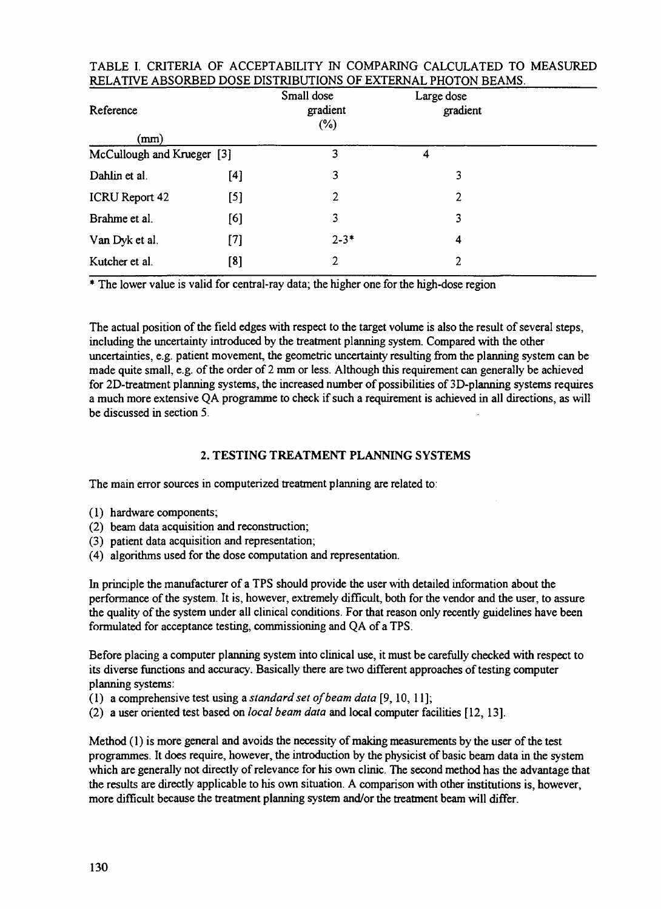TABLE I. CRITERIA OF ACCEPTABILITY IN COMPARING CALCULATED TO MEASURED RELATIVE ABSORBED DOSE DISTRIBUTIONS OF EXTERNAL PHOTON BEAMS.

| Reference | | Small dose gradient (%) | Large dose gradient (mm) |
|---|---|---|---|
| McCullough and Krueger | [3] | 3 | 4 |
| Dahlin et al. | [4] | 3 | 3 |
| ICRU Report 42 | [5] | 2 | 2 |
| Brahme et al. | [6] | 3 | 3 |
| Van Dyk et al. | [7] | 2-3* | 4 |
| Kutcher et al. | [8] | 2 | 2 |

\* The lower value is valid for central-ray data; the higher one for the high-dose region

The actual position of the field edges with respect to the target volume is also the result of several steps, including the uncertainty introduced by the treatment planning system. Compared with the other uncertainties, e.g. patient movement, the geometric uncertainty resulting from the planning system can be made quite small, e.g. of the order of 2 mm or less. Although this requirement can generally be achieved for 2D-treatment planning systems, the increased number of possibilities of 3D-planning systems requires a much more extensive QA programme to check if such a requirement is achieved in all directions, as will be discussed in section 5.

## 2. TESTING TREATMENT PLANNING SYSTEMS

The main error sources in computerized treatment planning are related to:

(1) hardware components;
(2) beam data acquisition and reconstruction;
(3) patient data acquisition and representation;
(4) algorithms used for the dose computation and representation.

In principle the manufacturer of a TPS should provide the user with detailed information about the performance of the system. It is, however, extremely difficult, both for the vendor and the user, to assure the quality of the system under all clinical conditions. For that reason only recently guidelines have been formulated for acceptance testing, commissioning and QA of a TPS.

Before placing a computer planning system into clinical use, it must be carefully checked with respect to its diverse functions and accuracy. Basically there are two different approaches of testing computer planning systems:
(1) a comprehensive test using a *standard set of beam data* [9, 10, 11];
(2) a user oriented test based on *local beam data* and local computer facilities [12, 13].

Method (1) is more general and avoids the necessity of making measurements by the user of the test programmes. It does require, however, the introduction by the physicist of basic beam data in the system which are generally not directly of relevance for his own clinic. The second method has the advantage that the results are directly applicable to his own situation. A comparison with other institutions is, however, more difficult because the treatment planning system and/or the treatment beam will differ.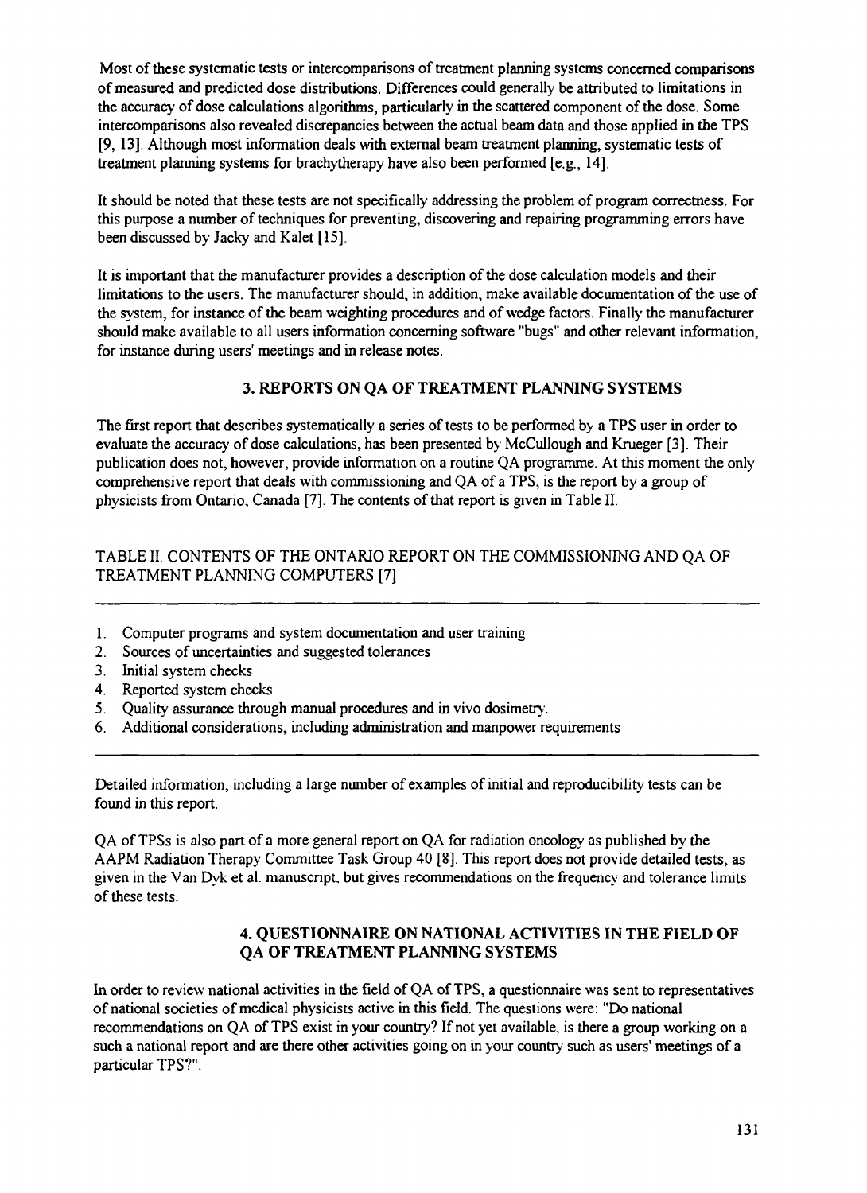Most of these systematic tests or intercomparisons of treatment planning systems concerned comparisons of measured and predicted dose distributions. Differences could generally be attributed to limitations in the accuracy of dose calculations algorithms, particularly in the scattered component of the dose. Some intercomparisons also revealed discrepancies between the actual beam data and those applied in the TPS [9, 13]. Although most information deals with external beam treatment planning, systematic tests of treatment planning systems for brachytherapy have also been performed [e.g., 14].

It should be noted that these tests are not specifically addressing the problem of program correctness. For this purpose a number of techniques for preventing, discovering and repairing programming errors have been discussed by Jacky and Kalet [15].

It is important that the manufacturer provides a description of the dose calculation models and their limitations to the users. The manufacturer should, in addition, make available documentation of the use of the system, for instance of the beam weighting procedures and of wedge factors. Finally the manufacturer should make available to all users information concerning software "bugs" and other relevant information, for instance during users' meetings and in release notes.

## 3. REPORTS ON QA OF TREATMENT PLANNING SYSTEMS

The first report that describes systematically a series of tests to be performed by a TPS user in order to evaluate the accuracy of dose calculations, has been presented by McCullough and Krueger [3]. Their publication does not, however, provide information on a routine QA programme. At this moment the only comprehensive report that deals with commissioning and QA of a TPS, is the report by a group of physicists from Ontario, Canada [7]. The contents of that report is given in Table II.

TABLE II. CONTENTS OF THE ONTARIO REPORT ON THE COMMISSIONING AND QA OF TREATMENT PLANNING COMPUTERS [7]

1. Computer programs and system documentation and user training
2. Sources of uncertainties and suggested tolerances
3. Initial system checks
4. Reported system checks
5. Quality assurance through manual procedures and in vivo dosimetry.
6. Additional considerations, including administration and manpower requirements

Detailed information, including a large number of examples of initial and reproducibility tests can be found in this report.

QA of TPSs is also part of a more general report on QA for radiation oncology as published by the AAPM Radiation Therapy Committee Task Group 40 [8]. This report does not provide detailed tests, as given in the Van Dyk et al. manuscript, but gives recommendations on the frequency and tolerance limits of these tests.

## 4. QUESTIONNAIRE ON NATIONAL ACTIVITIES IN THE FIELD OF QA OF TREATMENT PLANNING SYSTEMS

In order to review national activities in the field of QA of TPS, a questionnaire was sent to representatives of national societies of medical physicists active in this field. The questions were: "Do national recommendations on QA of TPS exist in your country? If not yet available, is there a group working on a such a national report and are there other activities going on in your country such as users' meetings of a particular TPS?".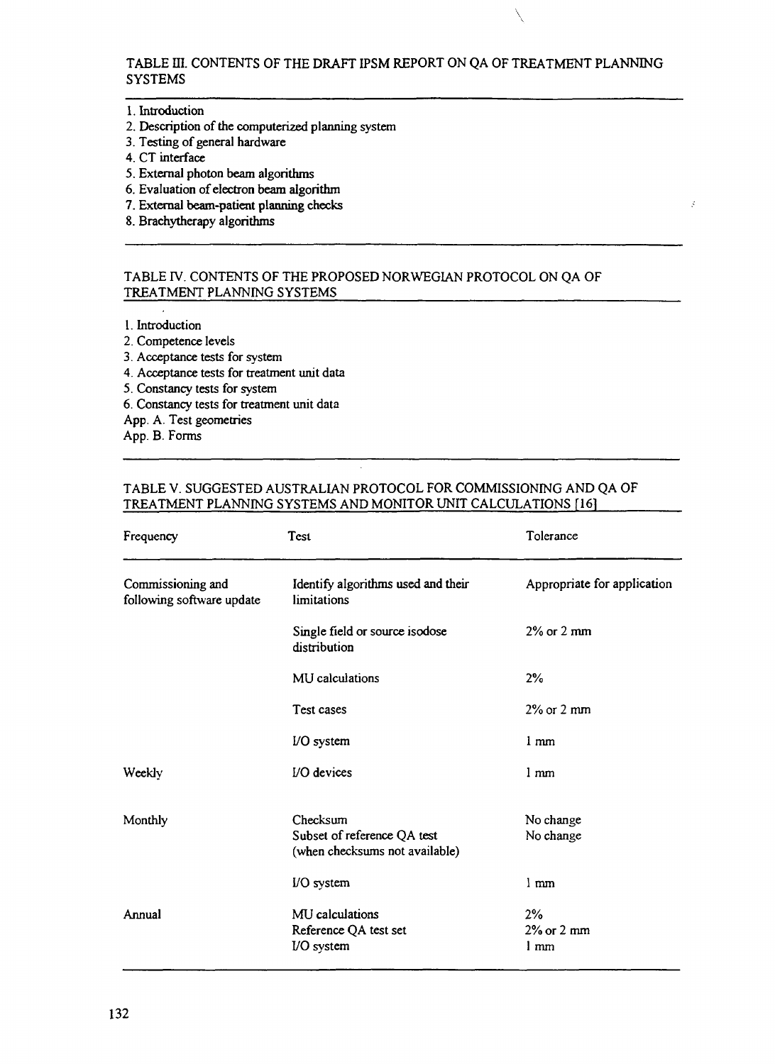TABLE III. CONTENTS OF THE DRAFT IPSM REPORT ON QA OF TREATMENT PLANNING SYSTEMS

1. Introduction
2. Description of the computerized planning system
3. Testing of general hardware
4. CT interface
5. External photon beam algorithms
6. Evaluation of electron beam algorithm
7. External beam-patient planning checks
8. Brachytherapy algorithms

TABLE IV. CONTENTS OF THE PROPOSED NORWEGIAN PROTOCOL ON QA OF TREATMENT PLANNING SYSTEMS

1. Introduction
2. Competence levels
3. Acceptance tests for system
4. Acceptance tests for treatment unit data
5. Constancy tests for system
6. Constancy tests for treatment unit data

App. A. Test geometries
App. B. Forms

TABLE V. SUGGESTED AUSTRALIAN PROTOCOL FOR COMMISSIONING AND QA OF TREATMENT PLANNING SYSTEMS AND MONITOR UNIT CALCULATIONS [16]

| Frequency | Test | Tolerance |
|---|---|---|
| Commissioning and following software update | Identify algorithms used and their limitations | Appropriate for application |
| | Single field or source isodose distribution | 2% or 2 mm |
| | MU calculations | 2% |
| | Test cases | 2% or 2 mm |
| | I/O system | 1 mm |
| Weekly | I/O devices | 1 mm |
| Monthly | Checksum | No change |
| | Subset of reference QA test (when checksums not available) | No change |
| | I/O system | 1 mm |
| Annual | MU calculations | 2% |
| | Reference QA test set | 2% or 2 mm |
| | I/O system | 1 mm |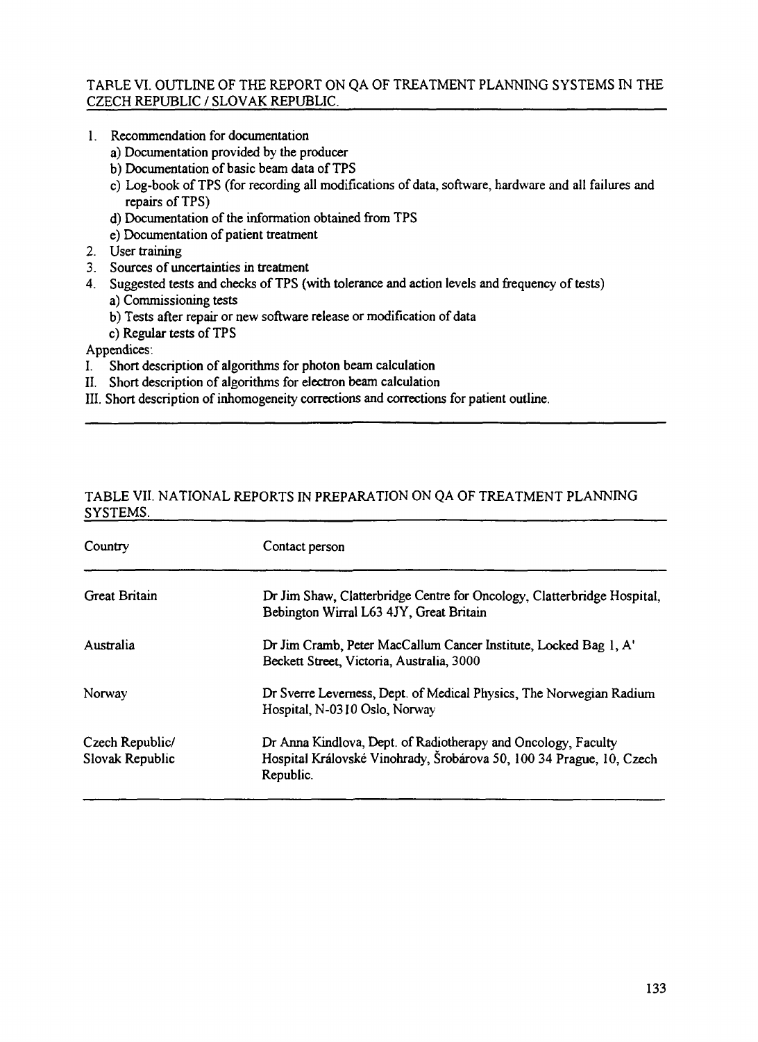TABLE VI. OUTLINE OF THE REPORT ON QA OF TREATMENT PLANNING SYSTEMS IN THE CZECH REPUBLIC / SLOVAK REPUBLIC.

1. Recommendation for documentation
   a) Documentation provided by the producer
   b) Documentation of basic beam data of TPS
   c) Log-book of TPS (for recording all modifications of data, software, hardware and all failures and repairs of TPS)
   d) Documentation of the information obtained from TPS
   e) Documentation of patient treatment
2. User training
3. Sources of uncertainties in treatment
4. Suggested tests and checks of TPS (with tolerance and action levels and frequency of tests)
   a) Commissioning tests
   b) Tests after repair or new software release or modification of data
   c) Regular tests of TPS

Appendices:

I. Short description of algorithms for photon beam calculation

II. Short description of algorithms for electron beam calculation

III. Short description of inhomogeneity corrections and corrections for patient outline.

TABLE VII. NATIONAL REPORTS IN PREPARATION ON QA OF TREATMENT PLANNING SYSTEMS.

| Country | Contact person |
|---|---|
| Great Britain | Dr Jim Shaw, Clatterbridge Centre for Oncology, Clatterbridge Hospital, Bebington Wirral L63 4JY, Great Britain |
| Australia | Dr Jim Cramb, Peter MacCallum Cancer Institute, Locked Bag 1, A' Beckett Street, Victoria, Australia, 3000 |
| Norway | Dr Sverre Levemess, Dept. of Medical Physics, The Norwegian Radium Hospital, N-0310 Oslo, Norway |
| Czech Republic/ Slovak Republic | Dr Anna Kindlova, Dept. of Radiotherapy and Oncology, Faculty Hospital Královské Vinohrady, Šrobárova 50, 100 34 Prague, 10, Czech Republic. |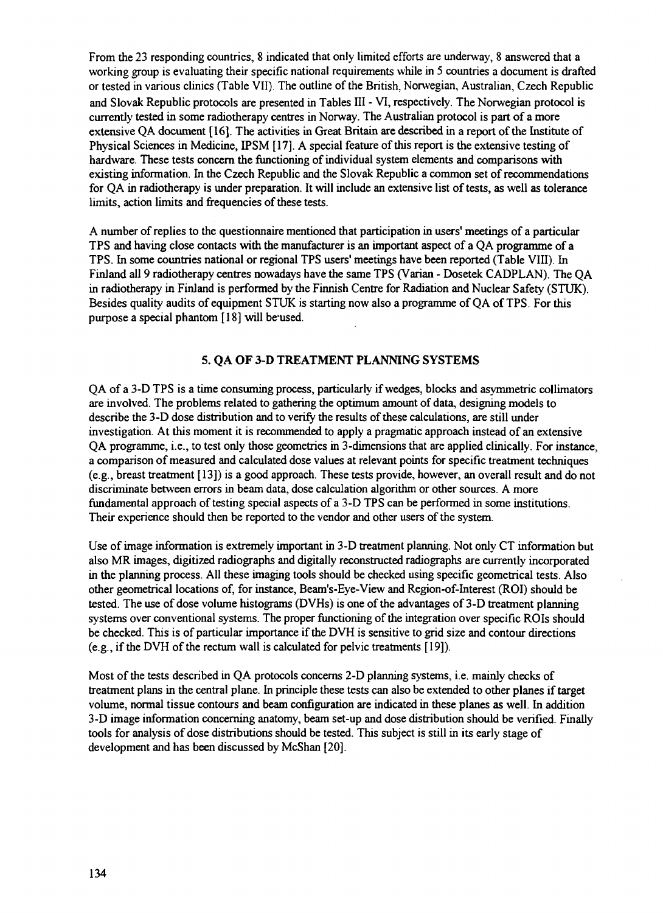From the 23 responding countries, 8 indicated that only limited efforts are underway, 8 answered that a working group is evaluating their specific national requirements while in 5 countries a document is drafted or tested in various clinics (Table VII). The outline of the British, Norwegian, Australian, Czech Republic and Slovak Republic protocols are presented in Tables III - VI, respectively. The Norwegian protocol is currently tested in some radiotherapy centres in Norway. The Australian protocol is part of a more extensive QA document [16]. The activities in Great Britain are described in a report of the Institute of Physical Sciences in Medicine, IPSM [17]. A special feature of this report is the extensive testing of hardware. These tests concern the functioning of individual system elements and comparisons with existing information. In the Czech Republic and the Slovak Republic a common set of recommendations for QA in radiotherapy is under preparation. It will include an extensive list of tests, as well as tolerance limits, action limits and frequencies of these tests.

A number of replies to the questionnaire mentioned that participation in users' meetings of a particular TPS and having close contacts with the manufacturer is an important aspect of a QA programme of a TPS. In some countries national or regional TPS users' meetings have been reported (Table VIII). In Finland all 9 radiotherapy centres nowadays have the same TPS (Varian - Dosetek CADPLAN). The QA in radiotherapy in Finland is performed by the Finnish Centre for Radiation and Nuclear Safety (STUK). Besides quality audits of equipment STUK is starting now also a programme of QA of TPS. For this purpose a special phantom [18] will be used.

## 5. QA OF 3-D TREATMENT PLANNING SYSTEMS

QA of a 3-D TPS is a time consuming process, particularly if wedges, blocks and asymmetric collimators are involved. The problems related to gathering the optimum amount of data, designing models to describe the 3-D dose distribution and to verify the results of these calculations, are still under investigation. At this moment it is recommended to apply a pragmatic approach instead of an extensive QA programme, i.e., to test only those geometries in 3-dimensions that are applied clinically. For instance, a comparison of measured and calculated dose values at relevant points for specific treatment techniques (e.g., breast treatment [13]) is a good approach. These tests provide, however, an overall result and do not discriminate between errors in beam data, dose calculation algorithm or other sources. A more fundamental approach of testing special aspects of a 3-D TPS can be performed in some institutions. Their experience should then be reported to the vendor and other users of the system.

Use of image information is extremely important in 3-D treatment planning. Not only CT information but also MR images, digitized radiographs and digitally reconstructed radiographs are currently incorporated in the planning process. All these imaging tools should be checked using specific geometrical tests. Also other geometrical locations of, for instance, Beam's-Eye-View and Region-of-Interest (ROI) should be tested. The use of dose volume histograms (DVHs) is one of the advantages of 3-D treatment planning systems over conventional systems. The proper functioning of the integration over specific ROIs should be checked. This is of particular importance if the DVH is sensitive to grid size and contour directions (e.g., if the DVH of the rectum wall is calculated for pelvic treatments [19]).

Most of the tests described in QA protocols concerns 2-D planning systems, i.e. mainly checks of treatment plans in the central plane. In principle these tests can also be extended to other planes if target volume, normal tissue contours and beam configuration are indicated in these planes as well. In addition 3-D image information concerning anatomy, beam set-up and dose distribution should be verified. Finally tools for analysis of dose distributions should be tested. This subject is still in its early stage of development and has been discussed by McShan [20].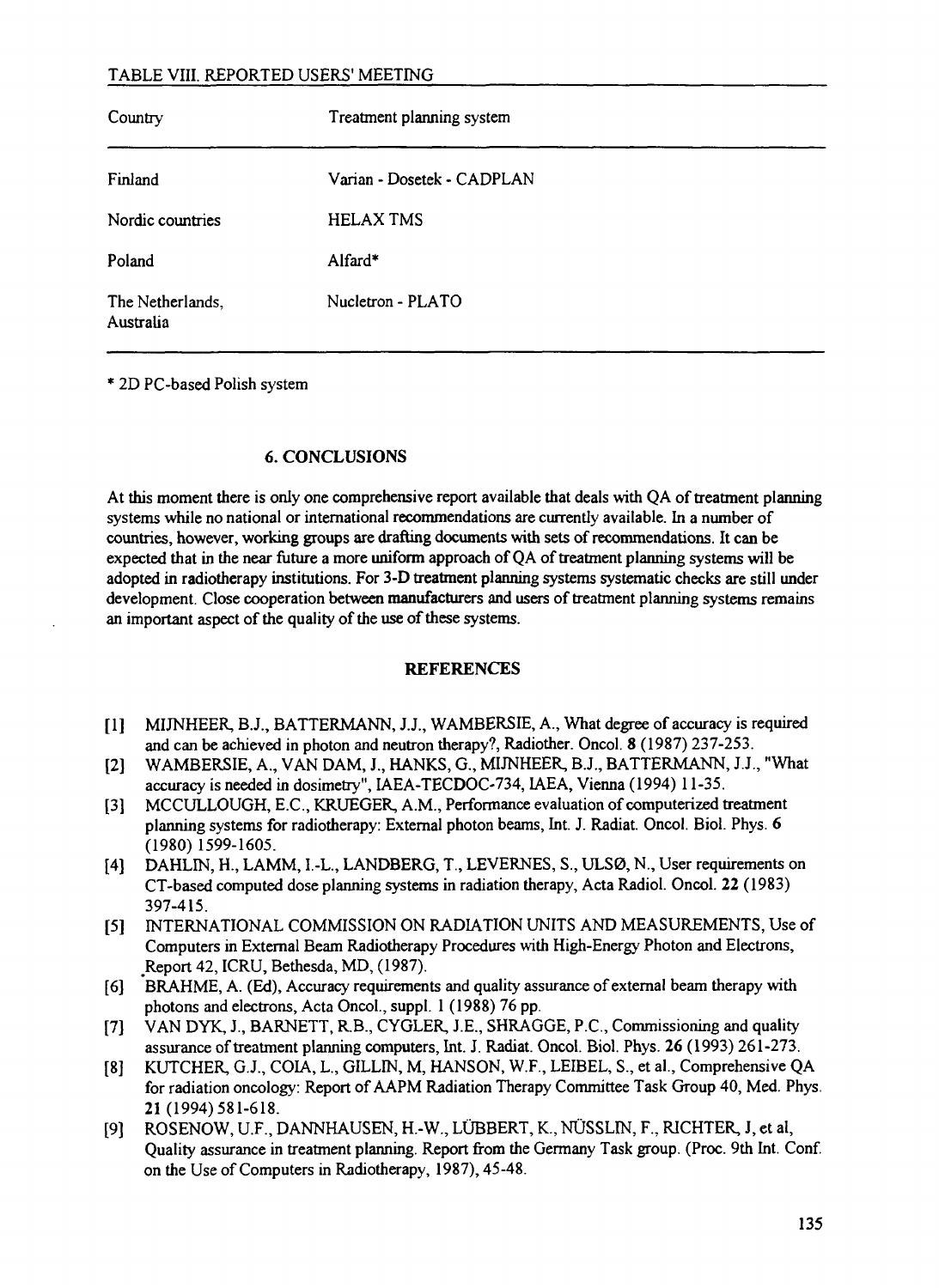TABLE VIII. REPORTED USERS' MEETING

| Country | Treatment planning system |
| --- | --- |
| Finland | Varian - Dosetek - CADPLAN |
| Nordic countries | HELAX TMS |
| Poland | Alfard* |
| The Netherlands, Australia | Nucletron - PLATO |

\* 2D PC-based Polish system

## 6. CONCLUSIONS

At this moment there is only one comprehensive report available that deals with QA of treatment planning systems while no national or international recommendations are currently available. In a number of countries, however, working groups are drafting documents with sets of recommendations. It can be expected that in the near future a more uniform approach of QA of treatment planning systems will be adopted in radiotherapy institutions. For 3-D treatment planning systems systematic checks are still under development. Close cooperation between manufacturers and users of treatment planning systems remains an important aspect of the quality of the use of these systems.

## REFERENCES

[1] MIJNHEER, B.J., BATTERMANN, J.J., WAMBERSIE, A., What degree of accuracy is required and can be achieved in photon and neutron therapy?, Radiother. Oncol. **8** (1987) 237-253.

[2] WAMBERSIE, A., VAN DAM, J., HANKS, G., MIJNHEER, B.J., BATTERMANN, J.J., "What accuracy is needed in dosimetry", IAEA-TECDOC-734, IAEA, Vienna (1994) 11-35.

[3] MCCULLOUGH, E.C., KRUEGER, A.M., Performance evaluation of computerized treatment planning systems for radiotherapy: External photon beams, Int. J. Radiat. Oncol. Biol. Phys. **6** (1980) 1599-1605.

[4] DAHLIN, H., LAMM, I.-L., LANDBERG, T., LEVERNES, S., ULSØ, N., User requirements on CT-based computed dose planning systems in radiation therapy, Acta Radiol. Oncol. **22** (1983) 397-415.

[5] INTERNATIONAL COMMISSION ON RADIATION UNITS AND MEASUREMENTS, Use of Computers in External Beam Radiotherapy Procedures with High-Energy Photon and Electrons, Report 42, ICRU, Bethesda, MD, (1987).

[6] BRAHME, A. (Ed), Accuracy requirements and quality assurance of external beam therapy with photons and electrons, Acta Oncol., suppl. 1 (1988) 76 pp.

[7] VAN DYK, J., BARNETT, R.B., CYGLER, J.E., SHRAGGE, P.C., Commissioning and quality assurance of treatment planning computers, Int. J. Radiat. Oncol. Biol. Phys. **26** (1993) 261-273.

[8] KUTCHER, G.J., COIA, L., GILLIN, M, HANSON, W.F., LEIBEL, S., et al., Comprehensive QA for radiation oncology: Report of AAPM Radiation Therapy Committee Task Group 40, Med. Phys. **21** (1994) 581-618.

[9] ROSENOW, U.F., DANNHAUSEN, H.-W., LÜBBERT, K., NÜSSLIN, F., RICHTER, J, et al, Quality assurance in treatment planning. Report from the Germany Task group. (Proc. 9th Int. Conf. on the Use of Computers in Radiotherapy, 1987), 45-48.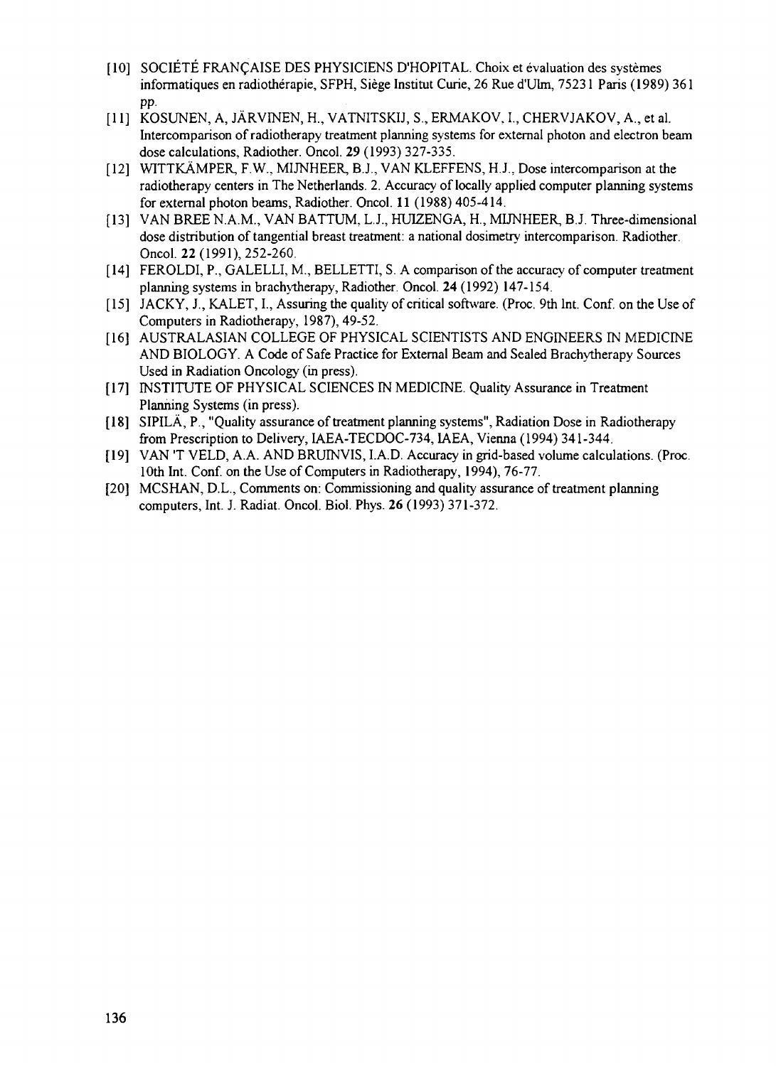[10] SOCIÉTÉ FRANÇAISE DES PHYSICIENS D'HOPITAL. Choix et évaluation des systèmes informatiques en radiothérapie, SFPH, Siège Institut Curie, 26 Rue d'Ulm, 75231 Paris (1989) 361 pp.

[11] KOSUNEN, A, JÄRVINEN, H., VATNITSKIJ, S., ERMAKOV, I., CHERVJAKOV, A., et al. Intercomparison of radiotherapy treatment planning systems for external photon and electron beam dose calculations, Radiother. Oncol. **29** (1993) 327-335.

[12] WITTKÄMPER, F.W., MIJNHEER, B.J., VAN KLEFFENS, H.J., Dose intercomparison at the radiotherapy centers in The Netherlands. 2. Accuracy of locally applied computer planning systems for external photon beams, Radiother. Oncol. **11** (1988) 405-414.

[13] VAN BREE N.A.M., VAN BATTUM, L.J., HUIZENGA, H., MIJNHEER, B.J. Three-dimensional dose distribution of tangential breast treatment: a national dosimetry intercomparison. Radiother. Oncol. **22** (1991), 252-260.

[14] FEROLDI, P., GALELLI, M., BELLETTI, S. A comparison of the accuracy of computer treatment planning systems in brachytherapy, Radiother. Oncol. **24** (1992) 147-154.

[15] JACKY, J., KALET, I., Assuring the quality of critical software. (Proc. 9th Int. Conf. on the Use of Computers in Radiotherapy, 1987), 49-52.

[16] AUSTRALASIAN COLLEGE OF PHYSICAL SCIENTISTS AND ENGINEERS IN MEDICINE AND BIOLOGY. A Code of Safe Practice for External Beam and Sealed Brachytherapy Sources Used in Radiation Oncology (in press).

[17] INSTITUTE OF PHYSICAL SCIENCES IN MEDICINE. Quality Assurance in Treatment Planning Systems (in press).

[18] SIPILÄ, P., "Quality assurance of treatment planning systems", Radiation Dose in Radiotherapy from Prescription to Delivery, IAEA-TECDOC-734, IAEA, Vienna (1994) 341-344.

[19] VAN 'T VELD, A.A. AND BRUINVIS, I.A.D. Accuracy in grid-based volume calculations. (Proc. 10th Int. Conf. on the Use of Computers in Radiotherapy, 1994), 76-77.

[20] MCSHAN, D.L., Comments on: Commissioning and quality assurance of treatment planning computers, Int. J. Radiat. Oncol. Biol. Phys. **26** (1993) 371-372.